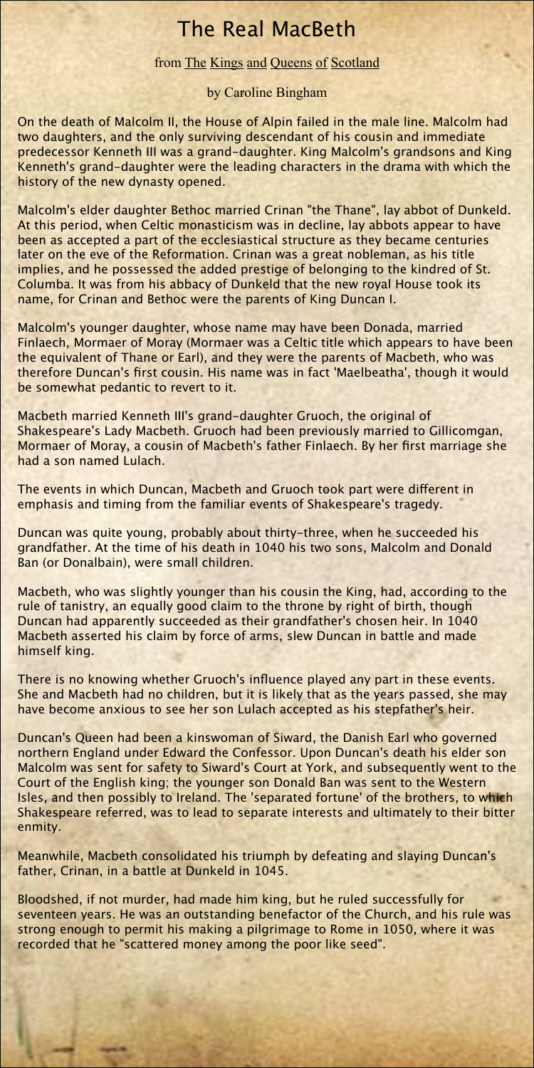# The Real MacBeth

from The Kings and Queens of Scotland

by Caroline Bingham

On the death of Malcolm II, the House of Alpin failed in the male line. Malcolm had two daughters, and the only surviving descendant of his cousin and immediate predecessor Kenneth III was a grand-daughter. King Malcolm's grandsons and King Kenneth's grand-daughter were the leading characters in the drama with which the history of the new dynasty opened.

Malcolm's elder daughter Bethoc married Crinan "the Thane", lay abbot of Dunkeld. At this period, when Celtic monasticism was in decline, lay abbots appear to have been as accepted a part of the ecclesiastical structure as they became centuries later on the eve of the Reformation. Crinan was a great nobleman, as his title implies, and he possessed the added prestige of belonging to the kindred of St. Columba. It was from his abbacy of Dunkeld that the new royal House took its name, for Crinan and Bethoc were the parents of King Duncan I.

Malcolm's younger daughter, whose name may have been Donada, married Finlaech, Mormaer of Moray (Mormaer was a Celtic title which appears to have been the equivalent of Thane or Earl), and they were the parents of Macbeth, who was therefore Duncan's first cousin. His name was in fact 'Maelbeatha', though it would be somewhat pedantic to revert to it.

Macbeth married Kenneth III's grand-daughter Gruoch, the original of Shakespeare's Lady Macbeth. Gruoch had been previously married to Gillicomgan, Mormaer of Moray, a cousin of Macbeth's father Finlaech. By her first marriage she had a son named Lulach.

The events in which Duncan, Macbeth and Gruoch took part were different in emphasis and timing from the familiar events of Shakespeare's tragedy.

Duncan was quite young, probably about thirty-three, when he succeeded his grandfather. At the time of his death in 1040 his two sons, Malcolm and Donald Ban (or Donalbain), were small children.

Macbeth, who was slightly younger than his cousin the King, had, according to the rule of tanistry, an equally good claim to the throne by right of birth, though Duncan had apparently succeeded as their grandfather's chosen heir. In 1040 Macbeth asserted his claim by force of arms, slew Duncan in battle and made himself king.

There is no knowing whether Gruoch's influence played any part in these events. She and Macbeth had no children, but it is likely that as the years passed, she may have become anxious to see her son Lulach accepted as his stepfather's heir.

Duncan's Queen had been a kinswoman of Siward, the Danish Earl who governed northern England under Edward the Confessor. Upon Duncan's death his elder son Malcolm was sent for safety to Siward's Court at York, and subsequently went to the Court of the English king; the younger son Donald Ban was sent to the Western Isles, and then possibly to Ireland. The 'separated fortune' of the brothers, to which Shakespeare referred, was to lead to separate interests and ultimately to their bitter enmity.

Meanwhile, Macbeth consolidated his triumph by defeating and slaying Duncan's father, Crinan, in a battle at Dunkeld in 1045.

Bloodshed, if not murder, had made him king, but he ruled successfully for seventeen years. He was an outstanding benefactor of the Church, and his rule was strong enough to permit his making a pilgrimage to Rome in 1050, where it was recorded that he "scattered money among the poor like seed".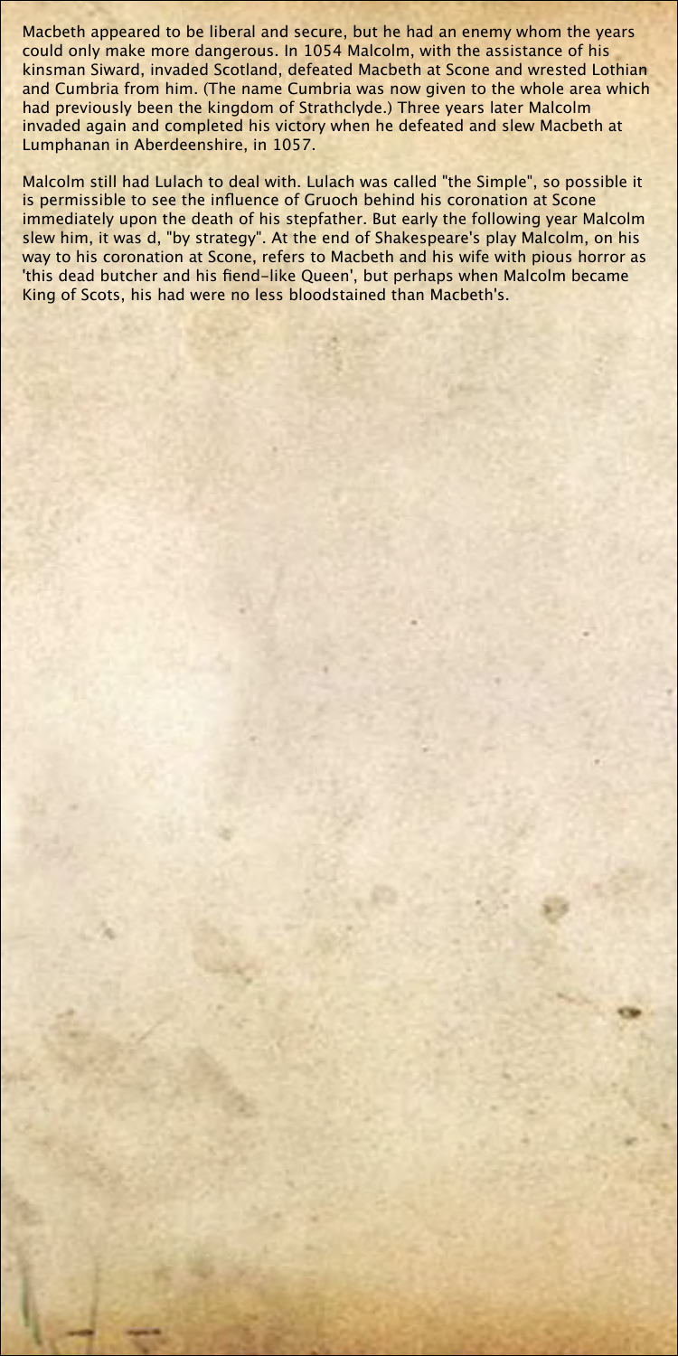Macbeth appeared to be liberal and secure, but he had an enemy whom the years could only make more dangerous. In 1054 Malcolm, with the assistance of his kinsman Siward, invaded Scotland, defeated Macbeth at Scone and wrested Lothian and Cumbria from him. (The name Cumbria was now given to the whole area which had previously been the kingdom of Strathclyde.) Three years later Malcolm invaded again and completed his victory when he defeated and slew Macbeth at Lumphanan in Aberdeenshire, in 1057.

Malcolm still had Lulach to deal with. Lulach was called "the Simple", so possible it is permissible to see the influence of Gruoch behind his coronation at Scone immediately upon the death of his stepfather. But early the following year Malcolm slew him, it was d, "by strategy". At the end of Shakespeare's play Malcolm, on his way to his coronation at Scone, refers to Macbeth and his wife with pious horror as 'this dead butcher and his fiend-like Queen', but perhaps when Malcolm became King of Scots, his had were no less bloodstained than Macbeth's.